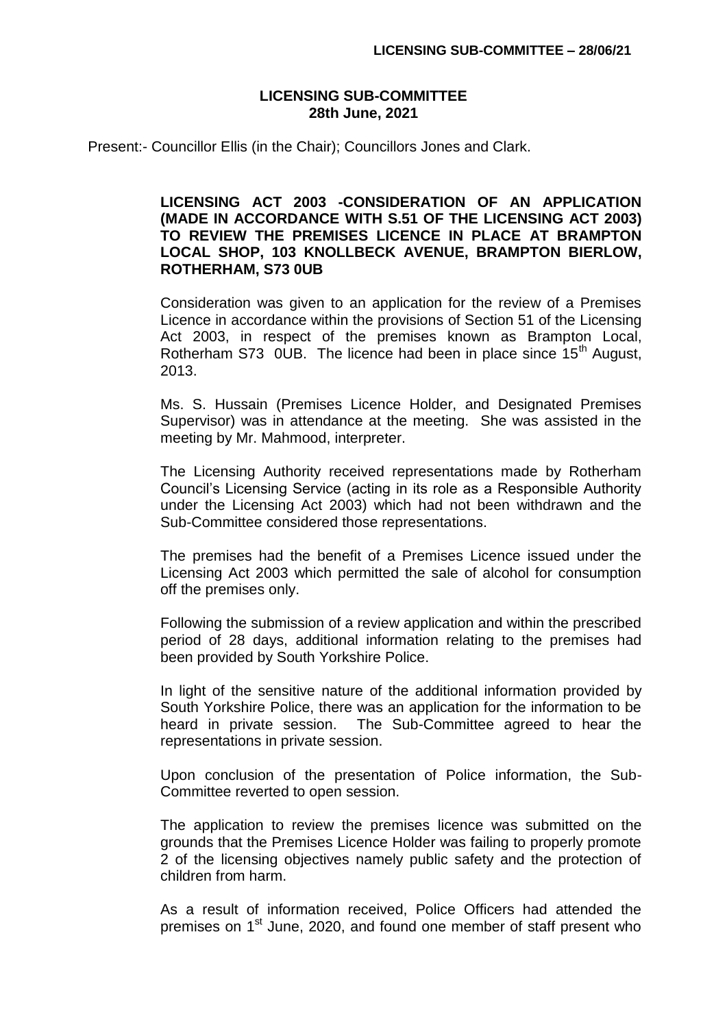# LICENSING SUB-COMMITTEE
## 28th June, 2021

Present:- Councillor Ellis (in the Chair); Councillors Jones and Clark.

**LICENSING ACT 2003 -CONSIDERATION OF AN APPLICATION (MADE IN ACCORDANCE WITH S.51 OF THE LICENSING ACT 2003) TO REVIEW THE PREMISES LICENCE IN PLACE AT BRAMPTON LOCAL SHOP, 103 KNOLLBECK AVENUE, BRAMPTON BIERLOW, ROTHERHAM, S73 0UB**

Consideration was given to an application for the review of a Premises Licence in accordance within the provisions of Section 51 of the Licensing Act 2003, in respect of the premises known as Brampton Local, Rotherham S73 0UB. The licence had been in place since 15th August, 2013.

Ms. S. Hussain (Premises Licence Holder, and Designated Premises Supervisor) was in attendance at the meeting. She was assisted in the meeting by Mr. Mahmood, interpreter.

The Licensing Authority received representations made by Rotherham Council's Licensing Service (acting in its role as a Responsible Authority under the Licensing Act 2003) which had not been withdrawn and the Sub-Committee considered those representations.

The premises had the benefit of a Premises Licence issued under the Licensing Act 2003 which permitted the sale of alcohol for consumption off the premises only.

Following the submission of a review application and within the prescribed period of 28 days, additional information relating to the premises had been provided by South Yorkshire Police.

In light of the sensitive nature of the additional information provided by South Yorkshire Police, there was an application for the information to be heard in private session. The Sub-Committee agreed to hear the representations in private session.

Upon conclusion of the presentation of Police information, the Sub-Committee reverted to open session.

The application to review the premises licence was submitted on the grounds that the Premises Licence Holder was failing to properly promote 2 of the licensing objectives namely public safety and the protection of children from harm.

As a result of information received, Police Officers had attended the premises on 1st June, 2020, and found one member of staff present who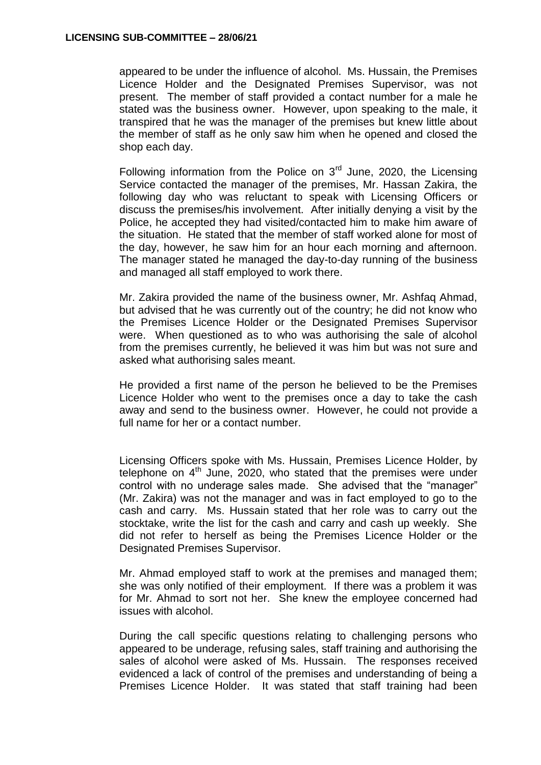appeared to be under the influence of alcohol. Ms. Hussain, the Premises Licence Holder and the Designated Premises Supervisor, was not present. The member of staff provided a contact number for a male he stated was the business owner. However, upon speaking to the male, it transpired that he was the manager of the premises but knew little about the member of staff as he only saw him when he opened and closed the shop each day.

Following information from the Police on 3rd June, 2020, the Licensing Service contacted the manager of the premises, Mr. Hassan Zakira, the following day who was reluctant to speak with Licensing Officers or discuss the premises/his involvement. After initially denying a visit by the Police, he accepted they had visited/contacted him to make him aware of the situation. He stated that the member of staff worked alone for most of the day, however, he saw him for an hour each morning and afternoon. The manager stated he managed the day-to-day running of the business and managed all staff employed to work there.

Mr. Zakira provided the name of the business owner, Mr. Ashfaq Ahmad, but advised that he was currently out of the country; he did not know who the Premises Licence Holder or the Designated Premises Supervisor were. When questioned as to who was authorising the sale of alcohol from the premises currently, he believed it was him but was not sure and asked what authorising sales meant.

He provided a first name of the person he believed to be the Premises Licence Holder who went to the premises once a day to take the cash away and send to the business owner. However, he could not provide a full name for her or a contact number.

Licensing Officers spoke with Ms. Hussain, Premises Licence Holder, by telephone on 4th June, 2020, who stated that the premises were under control with no underage sales made. She advised that the "manager" (Mr. Zakira) was not the manager and was in fact employed to go to the cash and carry. Ms. Hussain stated that her role was to carry out the stocktake, write the list for the cash and carry and cash up weekly. She did not refer to herself as being the Premises Licence Holder or the Designated Premises Supervisor.

Mr. Ahmad employed staff to work at the premises and managed them; she was only notified of their employment. If there was a problem it was for Mr. Ahmad to sort not her. She knew the employee concerned had issues with alcohol.

During the call specific questions relating to challenging persons who appeared to be underage, refusing sales, staff training and authorising the sales of alcohol were asked of Ms. Hussain. The responses received evidenced a lack of control of the premises and understanding of being a Premises Licence Holder. It was stated that staff training had been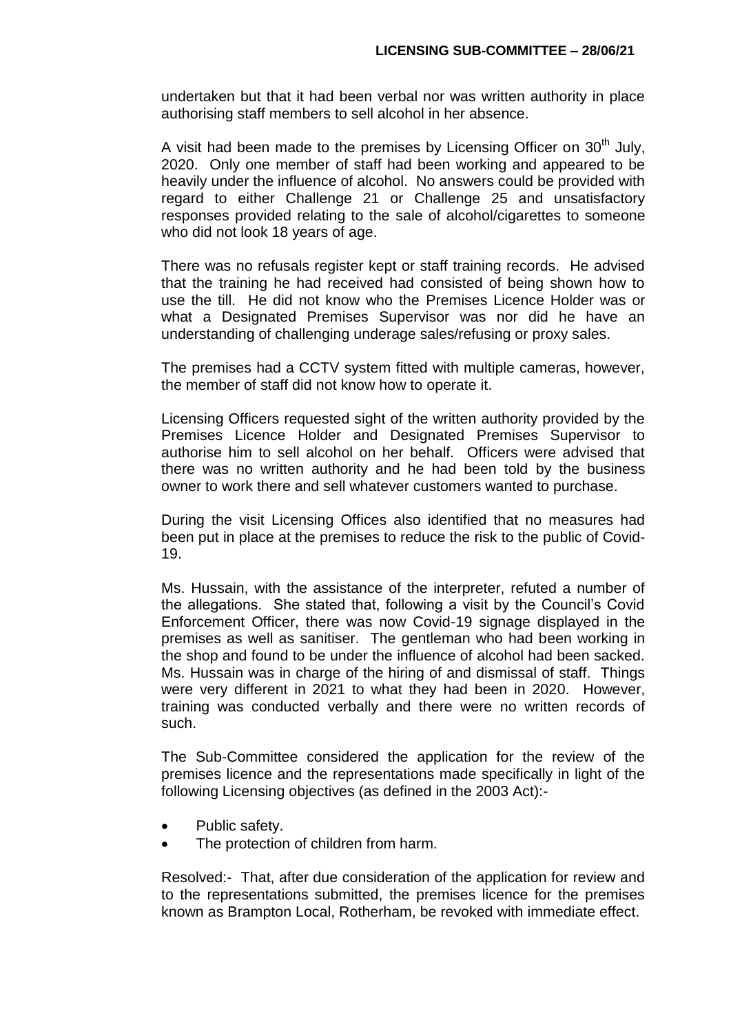undertaken but that it had been verbal nor was written authority in place authorising staff members to sell alcohol in her absence.

A visit had been made to the premises by Licensing Officer on 30th July, 2020. Only one member of staff had been working and appeared to be heavily under the influence of alcohol. No answers could be provided with regard to either Challenge 21 or Challenge 25 and unsatisfactory responses provided relating to the sale of alcohol/cigarettes to someone who did not look 18 years of age.

There was no refusals register kept or staff training records. He advised that the training he had received had consisted of being shown how to use the till. He did not know who the Premises Licence Holder was or what a Designated Premises Supervisor was nor did he have an understanding of challenging underage sales/refusing or proxy sales.

The premises had a CCTV system fitted with multiple cameras, however, the member of staff did not know how to operate it.

Licensing Officers requested sight of the written authority provided by the Premises Licence Holder and Designated Premises Supervisor to authorise him to sell alcohol on her behalf. Officers were advised that there was no written authority and he had been told by the business owner to work there and sell whatever customers wanted to purchase.

During the visit Licensing Offices also identified that no measures had been put in place at the premises to reduce the risk to the public of Covid-19.

Ms. Hussain, with the assistance of the interpreter, refuted a number of the allegations. She stated that, following a visit by the Council's Covid Enforcement Officer, there was now Covid-19 signage displayed in the premises as well as sanitiser. The gentleman who had been working in the shop and found to be under the influence of alcohol had been sacked. Ms. Hussain was in charge of the hiring of and dismissal of staff. Things were very different in 2021 to what they had been in 2020. However, training was conducted verbally and there were no written records of such.

The Sub-Committee considered the application for the review of the premises licence and the representations made specifically in light of the following Licensing objectives (as defined in the 2003 Act):-

- Public safety.
- The protection of children from harm.

Resolved:- That, after due consideration of the application for review and to the representations submitted, the premises licence for the premises known as Brampton Local, Rotherham, be revoked with immediate effect.